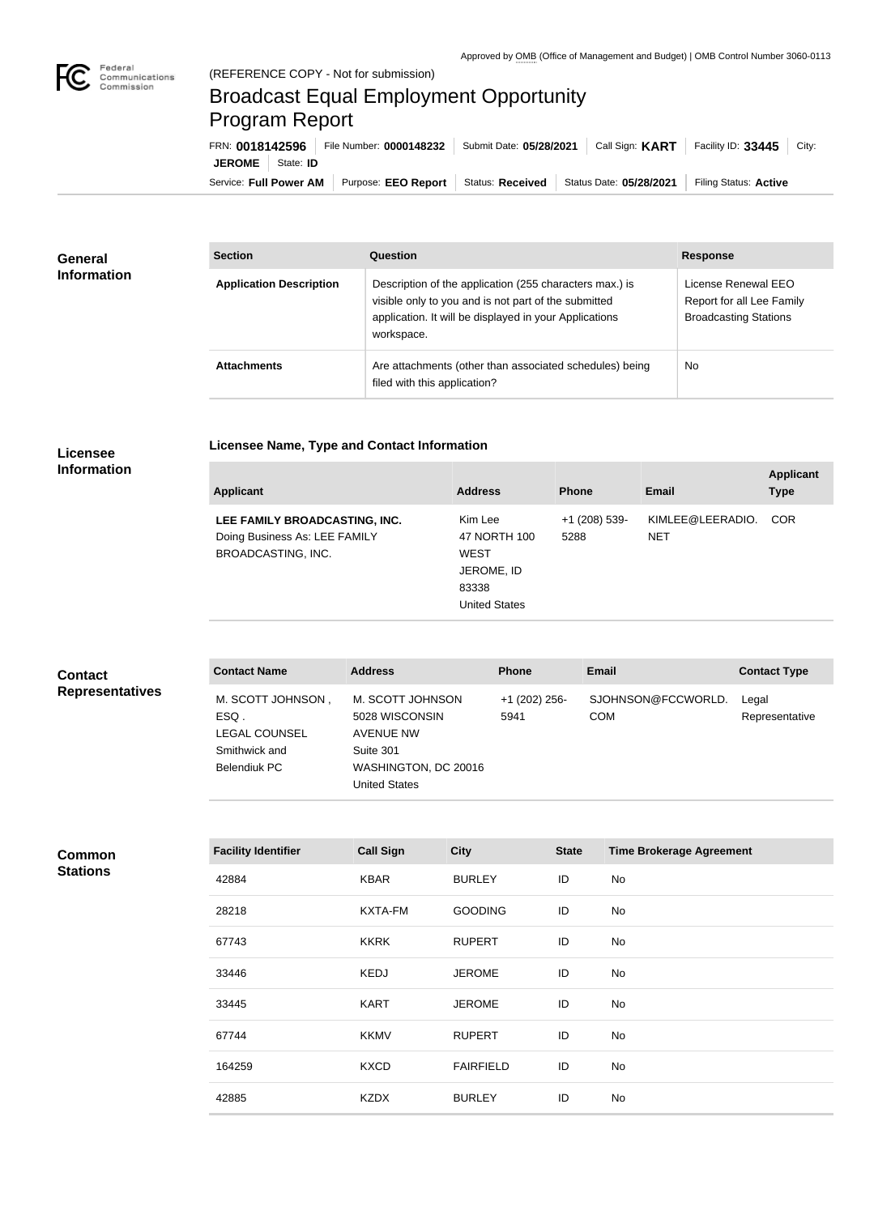Approved by OMB (Office of Management and Budget) | OMB Control Number 3060-0113

(REFERENCE COPY - Not for submission)

# Broadcast Equal Employment Opportunity Program Report

FRN: **0018142596** | File Number: **0000148232** | Submit Date: **05/28/2021** | Call Sign: **KART** | Facility ID: **33445** | City: **JEROME** | State: **ID**

Service: **Full Power AM** | Purpose: **EEO Report** | Status: **Received** | Status Date: **05/28/2021** | Filing Status: **Active**

## General Information

| Section | Question | Response |
|---|---|---|
| **Application Description** | Description of the application (255 characters max.) is visible only to you and is not part of the submitted application. It will be displayed in your Applications workspace. | License Renewal EEO Report for all Lee Family Broadcasting Stations |
| **Attachments** | Are attachments (other than associated schedules) being filed with this application? | No |

## Licensee Information

### Licensee Name, Type and Contact Information

| Applicant | Address | Phone | Email | Applicant Type |
|---|---|---|---|---|
| **LEE FAMILY BROADCASTING, INC.** Doing Business As: LEE FAMILY BROADCASTING, INC. | Kim Lee 47 NORTH 100 WEST JEROME, ID 83338 United States | +1 (208) 539-5288 | KIMLEE@LEERADIO.NET | COR |

## Contact Representatives

| Contact Name | Address | Phone | Email | Contact Type |
|---|---|---|---|---|
| M. SCOTT JOHNSON , ESQ . LEGAL COUNSEL Smithwick and Belendiuk PC | M. SCOTT JOHNSON 5028 WISCONSIN AVENUE NW Suite 301 WASHINGTON, DC 20016 United States | +1 (202) 256-5941 | SJOHNSON@FCCWORLD.COM | Legal Representative |

## Common Stations

| Facility Identifier | Call Sign | City | State | Time Brokerage Agreement |
|---|---|---|---|---|
| 42884 | KBAR | BURLEY | ID | No |
| 28218 | KXTA-FM | GOODING | ID | No |
| 67743 | KKRK | RUPERT | ID | No |
| 33446 | KEDJ | JEROME | ID | No |
| 33445 | KART | JEROME | ID | No |
| 67744 | KKMV | RUPERT | ID | No |
| 164259 | KXCD | FAIRFIELD | ID | No |
| 42885 | KZDX | BURLEY | ID | No |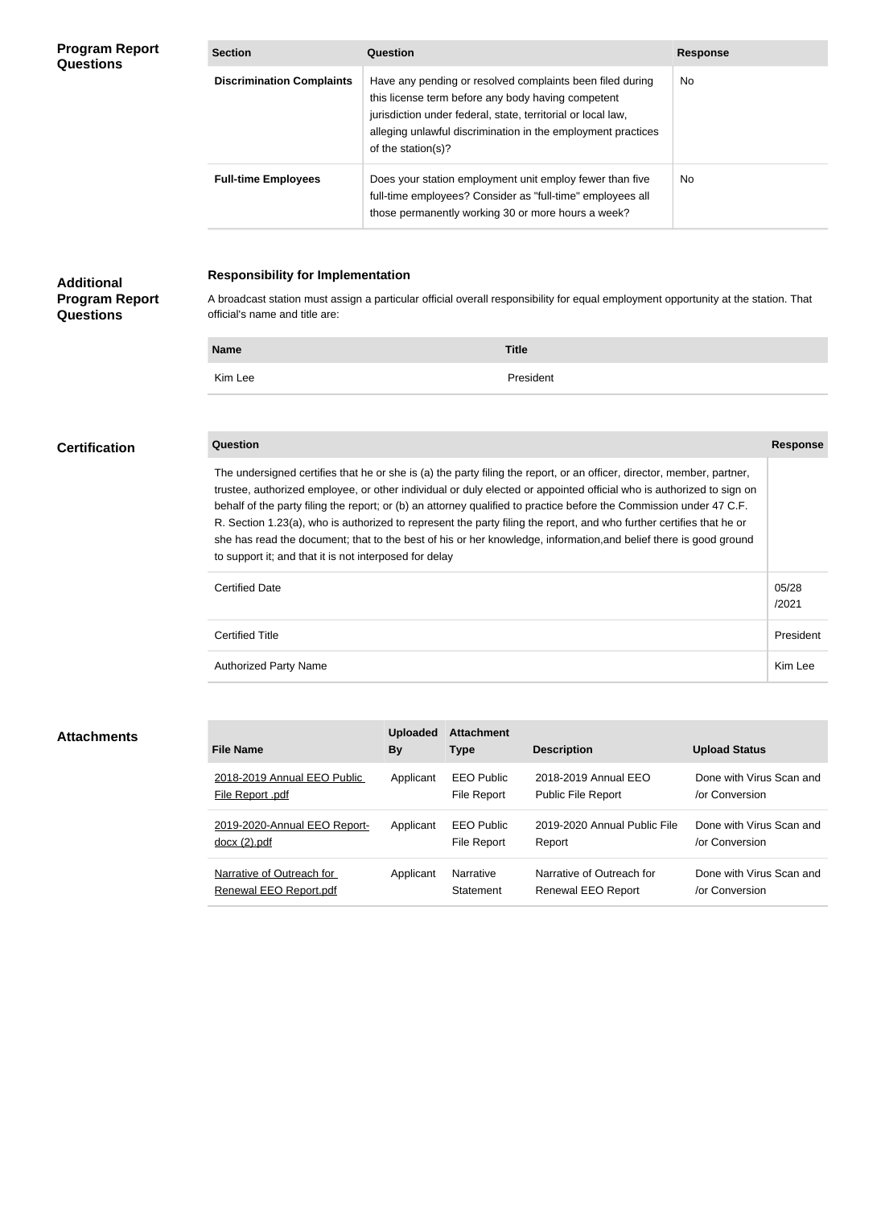## Program Report Questions

| Section | Question | Response |
| --- | --- | --- |
| **Discrimination Complaints** | Have any pending or resolved complaints been filed during this license term before any body having competent jurisdiction under federal, state, territorial or local law, alleging unlawful discrimination in the employment practices of the station(s)? | No |
| **Full-time Employees** | Does your station employment unit employ fewer than five full-time employees? Consider as "full-time" employees all those permanently working 30 or more hours a week? | No |

## Additional Program Report Questions

**Responsibility for Implementation**

A broadcast station must assign a particular official overall responsibility for equal employment opportunity at the station. That official's name and title are:

| Name | Title |
| --- | --- |
| Kim Lee | President |

## Certification

| Question | Response |
| --- | --- |
| The undersigned certifies that he or she is (a) the party filing the report, or an officer, director, member, partner, trustee, authorized employee, or other individual or duly elected or appointed official who is authorized to sign on behalf of the party filing the report; or (b) an attorney qualified to practice before the Commission under 47 C.F. R. Section 1.23(a), who is authorized to represent the party filing the report, and who further certifies that he or she has read the document; that to the best of his or her knowledge, information,and belief there is good ground to support it; and that it is not interposed for delay | |
| Certified Date | 05/28/2021 |
| Certified Title | President |
| Authorized Party Name | Kim Lee |

## Attachments

| File Name | Uploaded By | Attachment Type | Description | Upload Status |
| --- | --- | --- | --- | --- |
| 2018-2019 Annual EEO Public File Report .pdf | Applicant | EEO Public File Report | 2018-2019 Annual EEO Public File Report | Done with Virus Scan and /or Conversion |
| 2019-2020-Annual EEO Report-docx (2).pdf | Applicant | EEO Public File Report | 2019-2020 Annual Public File Report | Done with Virus Scan and /or Conversion |
| Narrative of Outreach for Renewal EEO Report.pdf | Applicant | Narrative Statement | Narrative of Outreach for Renewal EEO Report | Done with Virus Scan and /or Conversion |